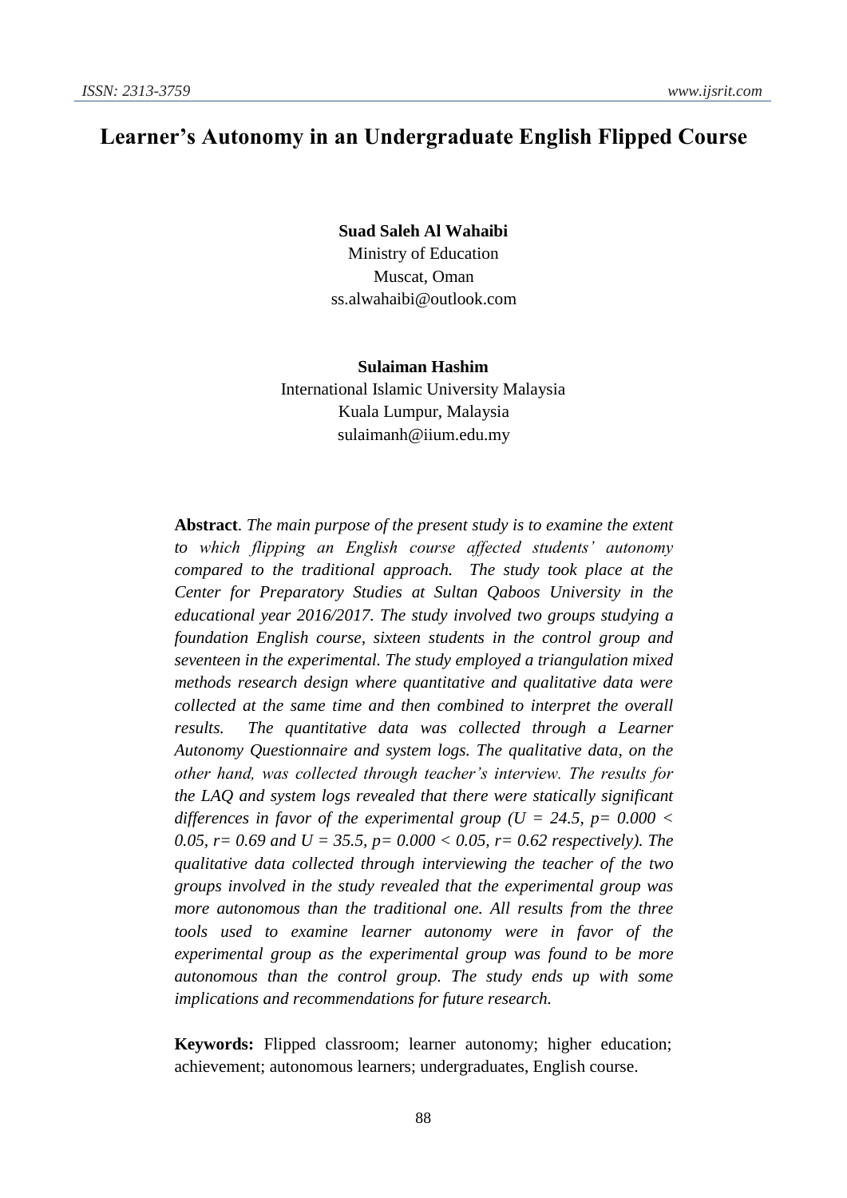# Learner's Autonomy in an Undergraduate English Flipped Course

**Suad Saleh Al Wahaibi**
Ministry of Education
Muscat, Oman
ss.alwahaibi@outlook.com

**Sulaiman Hashim**
International Islamic University Malaysia
Kuala Lumpur, Malaysia
sulaimanh@iium.edu.my

**Abstract**. *The main purpose of the present study is to examine the extent to which flipping an English course affected students' autonomy compared to the traditional approach. The study took place at the Center for Preparatory Studies at Sultan Qaboos University in the educational year 2016/2017. The study involved two groups studying a foundation English course, sixteen students in the control group and seventeen in the experimental. The study employed a triangulation mixed methods research design where quantitative and qualitative data were collected at the same time and then combined to interpret the overall results. The quantitative data was collected through a Learner Autonomy Questionnaire and system logs. The qualitative data, on the other hand, was collected through teacher's interview. The results for the LAQ and system logs revealed that there were statically significant differences in favor of the experimental group ($U = 24.5$, $p = 0.000 < 0.05$, $r = 0.69$ and $U = 35.5$, $p = 0.000 < 0.05$, $r = 0.62$ respectively). The qualitative data collected through interviewing the teacher of the two groups involved in the study revealed that the experimental group was more autonomous than the traditional one. All results from the three tools used to examine learner autonomy were in favor of the experimental group as the experimental group was found to be more autonomous than the control group. The study ends up with some implications and recommendations for future research.*

**Keywords:** Flipped classroom; learner autonomy; higher education; achievement; autonomous learners; undergraduates, English course.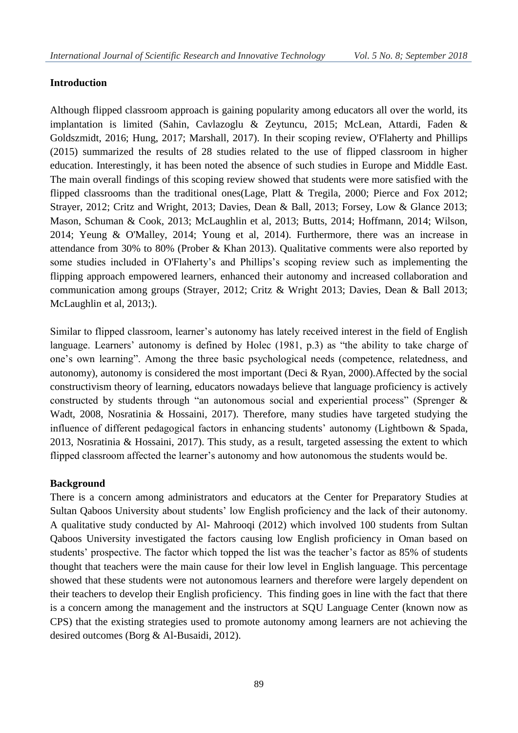## Introduction

Although flipped classroom approach is gaining popularity among educators all over the world, its implantation is limited (Sahin, Cavlazoglu & Zeytuncu, 2015; McLean, Attardi, Faden & Goldszmidt, 2016; Hung, 2017; Marshall, 2017). In their scoping review, O'Flaherty and Phillips (2015) summarized the results of 28 studies related to the use of flipped classroom in higher education. Interestingly, it has been noted the absence of such studies in Europe and Middle East. The main overall findings of this scoping review showed that students were more satisfied with the flipped classrooms than the traditional ones(Lage, Platt & Tregila, 2000; Pierce and Fox 2012; Strayer, 2012; Critz and Wright, 2013; Davies, Dean & Ball, 2013; Forsey, Low & Glance 2013; Mason, Schuman & Cook, 2013; McLaughlin et al, 2013; Butts, 2014; Hoffmann, 2014; Wilson, 2014; Yeung & O'Malley, 2014; Young et al, 2014). Furthermore, there was an increase in attendance from 30% to 80% (Prober & Khan 2013). Qualitative comments were also reported by some studies included in O'Flaherty's and Phillips's scoping review such as implementing the flipping approach empowered learners, enhanced their autonomy and increased collaboration and communication among groups (Strayer, 2012; Critz & Wright 2013; Davies, Dean & Ball 2013; McLaughlin et al, 2013;).

Similar to flipped classroom, learner's autonomy has lately received interest in the field of English language. Learners' autonomy is defined by Holec (1981, p.3) as "the ability to take charge of one's own learning". Among the three basic psychological needs (competence, relatedness, and autonomy), autonomy is considered the most important (Deci & Ryan, 2000).Affected by the social constructivism theory of learning, educators nowadays believe that language proficiency is actively constructed by students through "an autonomous social and experiential process" (Sprenger & Wadt, 2008, Nosratinia & Hossaini, 2017). Therefore, many studies have targeted studying the influence of different pedagogical factors in enhancing students' autonomy (Lightbown & Spada, 2013, Nosratinia & Hossaini, 2017). This study, as a result, targeted assessing the extent to which flipped classroom affected the learner's autonomy and how autonomous the students would be.

## Background

There is a concern among administrators and educators at the Center for Preparatory Studies at Sultan Qaboos University about students' low English proficiency and the lack of their autonomy. A qualitative study conducted by Al- Mahrooqi (2012) which involved 100 students from Sultan Qaboos University investigated the factors causing low English proficiency in Oman based on students' prospective. The factor which topped the list was the teacher's factor as 85% of students thought that teachers were the main cause for their low level in English language. This percentage showed that these students were not autonomous learners and therefore were largely dependent on their teachers to develop their English proficiency. This finding goes in line with the fact that there is a concern among the management and the instructors at SQU Language Center (known now as CPS) that the existing strategies used to promote autonomy among learners are not achieving the desired outcomes (Borg & Al-Busaidi, 2012).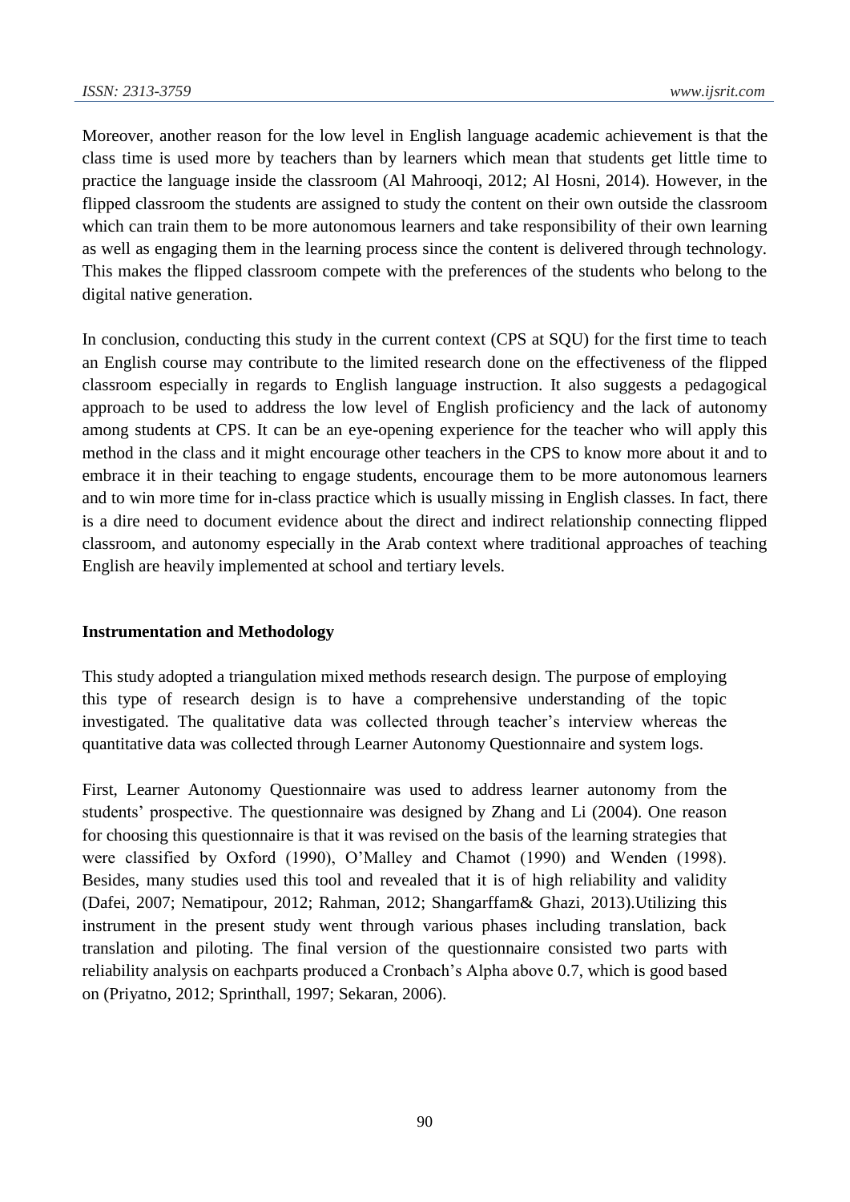Moreover, another reason for the low level in English language academic achievement is that the class time is used more by teachers than by learners which mean that students get little time to practice the language inside the classroom (Al Mahrooqi, 2012; Al Hosni, 2014). However, in the flipped classroom the students are assigned to study the content on their own outside the classroom which can train them to be more autonomous learners and take responsibility of their own learning as well as engaging them in the learning process since the content is delivered through technology. This makes the flipped classroom compete with the preferences of the students who belong to the digital native generation.

In conclusion, conducting this study in the current context (CPS at SQU) for the first time to teach an English course may contribute to the limited research done on the effectiveness of the flipped classroom especially in regards to English language instruction. It also suggests a pedagogical approach to be used to address the low level of English proficiency and the lack of autonomy among students at CPS. It can be an eye-opening experience for the teacher who will apply this method in the class and it might encourage other teachers in the CPS to know more about it and to embrace it in their teaching to engage students, encourage them to be more autonomous learners and to win more time for in-class practice which is usually missing in English classes. In fact, there is a dire need to document evidence about the direct and indirect relationship connecting flipped classroom, and autonomy especially in the Arab context where traditional approaches of teaching English are heavily implemented at school and tertiary levels.

## Instrumentation and Methodology

This study adopted a triangulation mixed methods research design. The purpose of employing this type of research design is to have a comprehensive understanding of the topic investigated. The qualitative data was collected through teacher's interview whereas the quantitative data was collected through Learner Autonomy Questionnaire and system logs.

First, Learner Autonomy Questionnaire was used to address learner autonomy from the students' prospective. The questionnaire was designed by Zhang and Li (2004). One reason for choosing this questionnaire is that it was revised on the basis of the learning strategies that were classified by Oxford (1990), O'Malley and Chamot (1990) and Wenden (1998). Besides, many studies used this tool and revealed that it is of high reliability and validity (Dafei, 2007; Nematipour, 2012; Rahman, 2012; Shangarffam& Ghazi, 2013).Utilizing this instrument in the present study went through various phases including translation, back translation and piloting. The final version of the questionnaire consisted two parts with reliability analysis on eachparts produced a Cronbach's Alpha above 0.7, which is good based on (Priyatno, 2012; Sprinthall, 1997; Sekaran, 2006).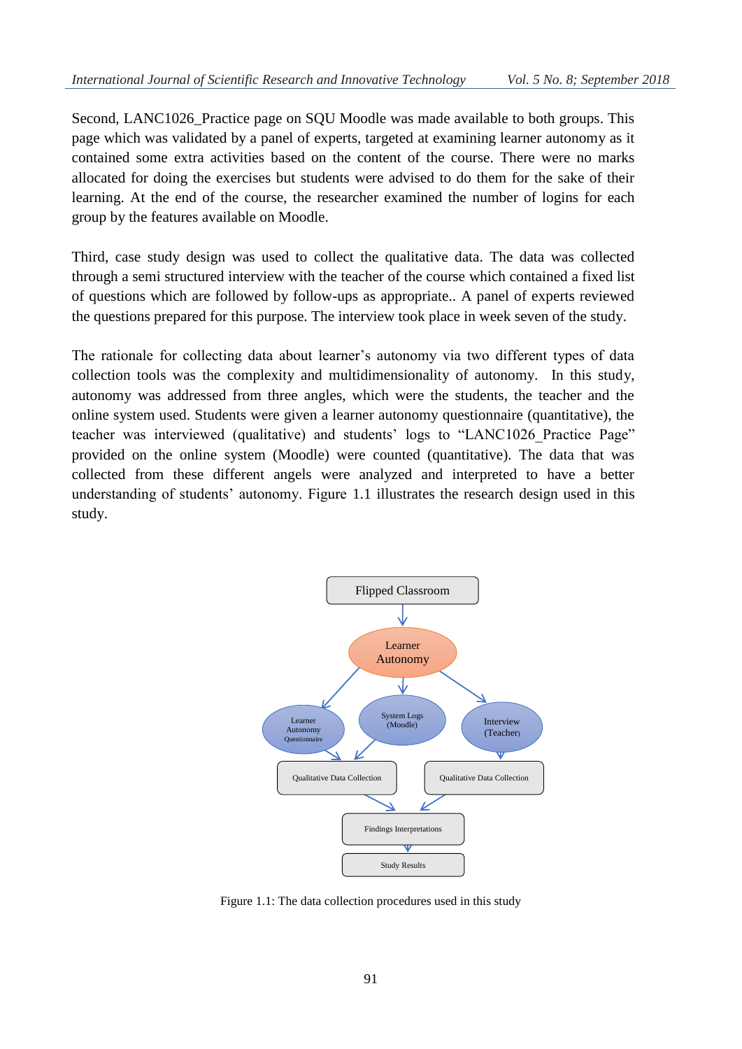Second, LANC1026_Practice page on SQU Moodle was made available to both groups. This page which was validated by a panel of experts, targeted at examining learner autonomy as it contained some extra activities based on the content of the course. There were no marks allocated for doing the exercises but students were advised to do them for the sake of their learning. At the end of the course, the researcher examined the number of logins for each group by the features available on Moodle.

Third, case study design was used to collect the qualitative data. The data was collected through a semi structured interview with the teacher of the course which contained a fixed list of questions which are followed by follow-ups as appropriate.. A panel of experts reviewed the questions prepared for this purpose. The interview took place in week seven of the study.

The rationale for collecting data about learner's autonomy via two different types of data collection tools was the complexity and multidimensionality of autonomy. In this study, autonomy was addressed from three angles, which were the students, the teacher and the online system used. Students were given a learner autonomy questionnaire (quantitative), the teacher was interviewed (qualitative) and students' logs to "LANC1026_Practice Page" provided on the online system (Moodle) were counted (quantitative). The data that was collected from these different angels were analyzed and interpreted to have a better understanding of students' autonomy. Figure 1.1 illustrates the research design used in this study.

Flipped Classroom

Learner Autonomy

Learner Autonomy Questionnaire

System Logs (Moodle)

Interview (Teacher)

Qualitative Data Collection

Qualitative Data Collection

Findings Interpretations

Study Results

Figure 1.1: The data collection procedures used in this study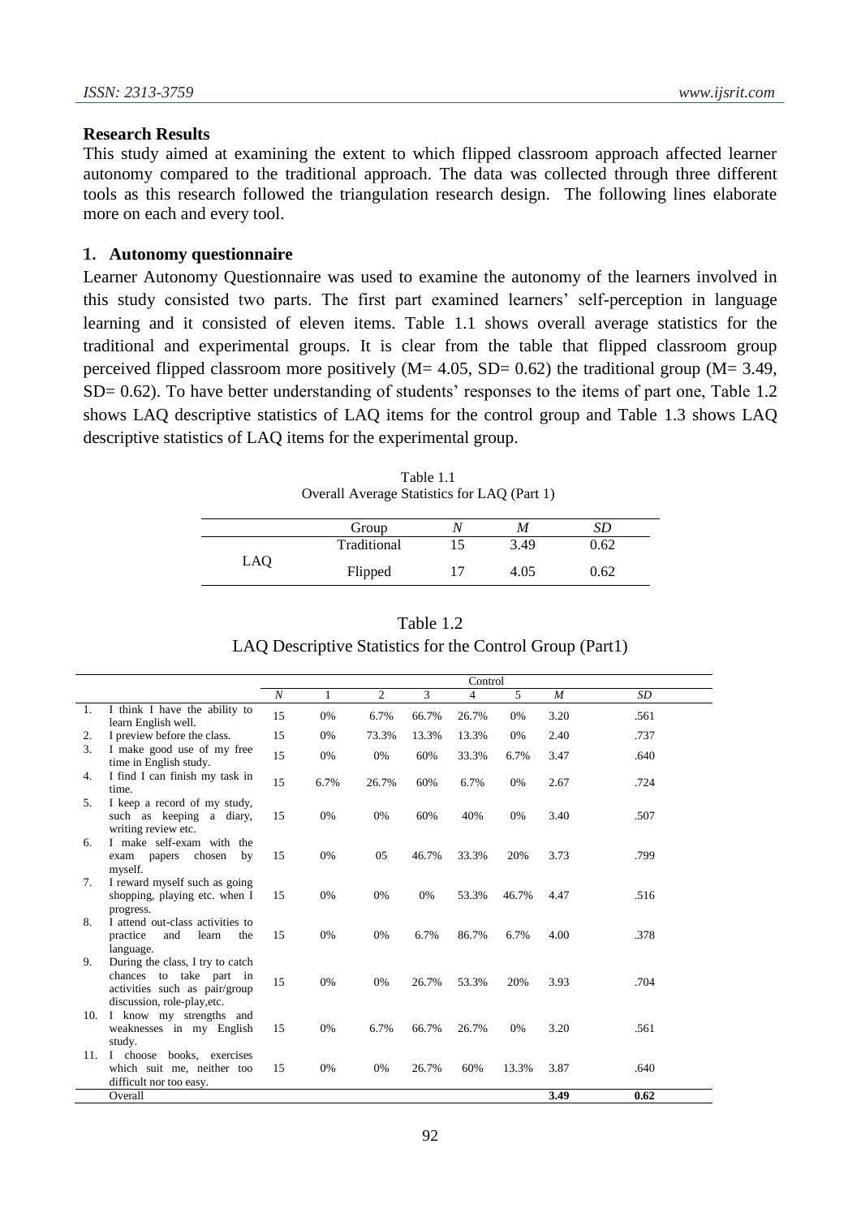### Research Results

This study aimed at examining the extent to which flipped classroom approach affected learner autonomy compared to the traditional approach. The data was collected through three different tools as this research followed the triangulation research design. The following lines elaborate more on each and every tool.

#### 1. Autonomy questionnaire

Learner Autonomy Questionnaire was used to examine the autonomy of the learners involved in this study consisted two parts. The first part examined learners' self-perception in language learning and it consisted of eleven items. Table 1.1 shows overall average statistics for the traditional and experimental groups. It is clear from the table that flipped classroom group perceived flipped classroom more positively (M= 4.05, SD= 0.62) the traditional group (M= 3.49, SD= 0.62). To have better understanding of students' responses to the items of part one, Table 1.2 shows LAQ descriptive statistics of LAQ items for the control group and Table 1.3 shows LAQ descriptive statistics of LAQ items for the experimental group.

Table 1.1
Overall Average Statistics for LAQ (Part 1)

| | Group | *N* | *M* | *SD* |
|---|---|---|---|---|
| LAQ | Traditional | 15 | 3.49 | 0.62 |
| | Flipped | 17 | 4.05 | 0.62 |

Table 1.2
LAQ Descriptive Statistics for the Control Group (Part1)

| | Control | | | | | | | | |
|---|---|---|---|---|---|---|---|---|---|
| | *N* | 1 | 2 | 3 | 4 | 5 | *M* | *SD* |
| 1. I think I have the ability to learn English well. | 15 | 0% | 6.7% | 66.7% | 26.7% | 0% | 3.20 | .561 |
| 2. I preview before the class. | 15 | 0% | 73.3% | 13.3% | 13.3% | 0% | 2.40 | .737 |
| 3. I make good use of my free time in English study. | 15 | 0% | 0% | 60% | 33.3% | 6.7% | 3.47 | .640 |
| 4. I find I can finish my task in time. | 15 | 6.7% | 26.7% | 60% | 6.7% | 0% | 2.67 | .724 |
| 5. I keep a record of my study, such as keeping a diary, writing review etc. | 15 | 0% | 0% | 60% | 40% | 0% | 3.40 | .507 |
| 6. I make self-exam with the exam papers chosen by myself. | 15 | 0% | 05 | 46.7% | 33.3% | 20% | 3.73 | .799 |
| 7. I reward myself such as going shopping, playing etc. when I progress. | 15 | 0% | 0% | 0% | 53.3% | 46.7% | 4.47 | .516 |
| 8. I attend out-class activities to practice and learn the language. | 15 | 0% | 0% | 6.7% | 86.7% | 6.7% | 4.00 | .378 |
| 9. During the class, I try to catch chances to take part in activities such as pair/group discussion, role-play,etc. | 15 | 0% | 0% | 26.7% | 53.3% | 20% | 3.93 | .704 |
| 10. I know my strengths and weaknesses in my English study. | 15 | 0% | 6.7% | 66.7% | 26.7% | 0% | 3.20 | .561 |
| 11. I choose books, exercises which suit me, neither too difficult nor too easy. | 15 | 0% | 0% | 26.7% | 60% | 13.3% | 3.87 | .640 |
| Overall | | | | | | | **3.49** | **0.62** |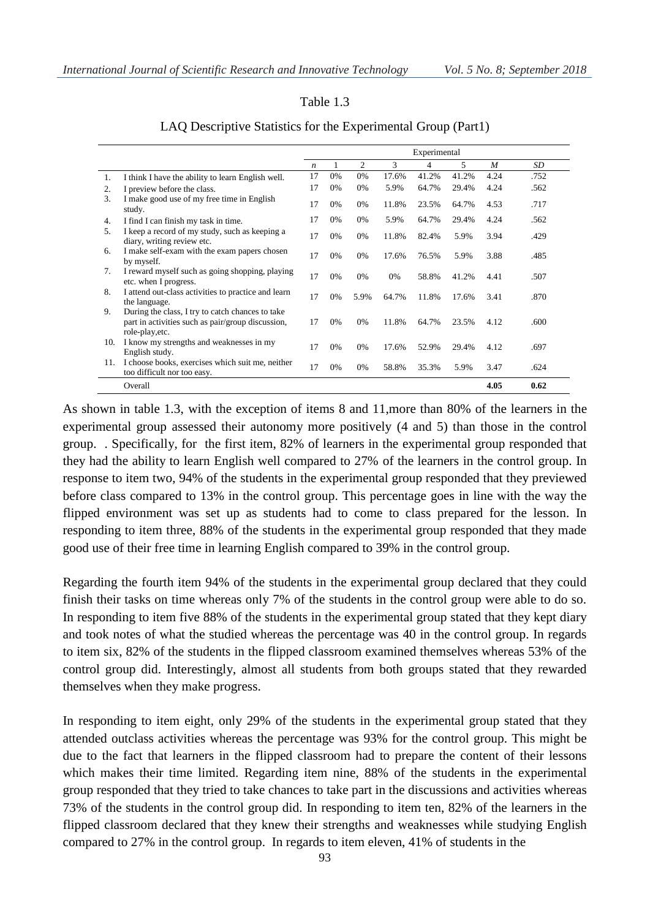Table 1.3

LAQ Descriptive Statistics for the Experimental Group (Part1)

| | | Experimental | | | | | | | |
|---|---|---|---|---|---|---|---|---|---|
| | | *n* | 1 | 2 | 3 | 4 | 5 | *M* | *SD* |
| 1. | I think I have the ability to learn English well. | 17 | 0% | 0% | 17.6% | 41.2% | 41.2% | 4.24 | .752 |
| 2. | I preview before the class. | 17 | 0% | 0% | 5.9% | 64.7% | 29.4% | 4.24 | .562 |
| 3. | I make good use of my free time in English study. | 17 | 0% | 0% | 11.8% | 23.5% | 64.7% | 4.53 | .717 |
| 4. | I find I can finish my task in time. | 17 | 0% | 0% | 5.9% | 64.7% | 29.4% | 4.24 | .562 |
| 5. | I keep a record of my study, such as keeping a diary, writing review etc. | 17 | 0% | 0% | 11.8% | 82.4% | 5.9% | 3.94 | .429 |
| 6. | I make self-exam with the exam papers chosen by myself. | 17 | 0% | 0% | 17.6% | 76.5% | 5.9% | 3.88 | .485 |
| 7. | I reward myself such as going shopping, playing etc. when I progress. | 17 | 0% | 0% | 0% | 58.8% | 41.2% | 4.41 | .507 |
| 8. | I attend out-class activities to practice and learn the language. | 17 | 0% | 5.9% | 64.7% | 11.8% | 17.6% | 3.41 | .870 |
| 9. | During the class, I try to catch chances to take part in activities such as pair/group discussion, role-play,etc. | 17 | 0% | 0% | 11.8% | 64.7% | 23.5% | 4.12 | .600 |
| 10. | I know my strengths and weaknesses in my English study. | 17 | 0% | 0% | 17.6% | 52.9% | 29.4% | 4.12 | .697 |
| 11. | I choose books, exercises which suit me, neither too difficult nor too easy. | 17 | 0% | 0% | 58.8% | 35.3% | 5.9% | 3.47 | .624 |
| | Overall | | | | | | | **4.05** | **0.62** |

As shown in table 1.3, with the exception of items 8 and 11,more than 80% of the learners in the experimental group assessed their autonomy more positively (4 and 5) than those in the control group. . Specifically, for the first item, 82% of learners in the experimental group responded that they had the ability to learn English well compared to 27% of the learners in the control group. In response to item two, 94% of the students in the experimental group responded that they previewed before class compared to 13% in the control group. This percentage goes in line with the way the flipped environment was set up as students had to come to class prepared for the lesson. In responding to item three, 88% of the students in the experimental group responded that they made good use of their free time in learning English compared to 39% in the control group.

Regarding the fourth item 94% of the students in the experimental group declared that they could finish their tasks on time whereas only 7% of the students in the control group were able to do so. In responding to item five 88% of the students in the experimental group stated that they kept diary and took notes of what the studied whereas the percentage was 40 in the control group. In regards to item six, 82% of the students in the flipped classroom examined themselves whereas 53% of the control group did. Interestingly, almost all students from both groups stated that they rewarded themselves when they make progress.

In responding to item eight, only 29% of the students in the experimental group stated that they attended outclass activities whereas the percentage was 93% for the control group. This might be due to the fact that learners in the flipped classroom had to prepare the content of their lessons which makes their time limited. Regarding item nine, 88% of the students in the experimental group responded that they tried to take chances to take part in the discussions and activities whereas 73% of the students in the control group did. In responding to item ten, 82% of the learners in the flipped classroom declared that they knew their strengths and weaknesses while studying English compared to 27% in the control group. In regards to item eleven, 41% of students in the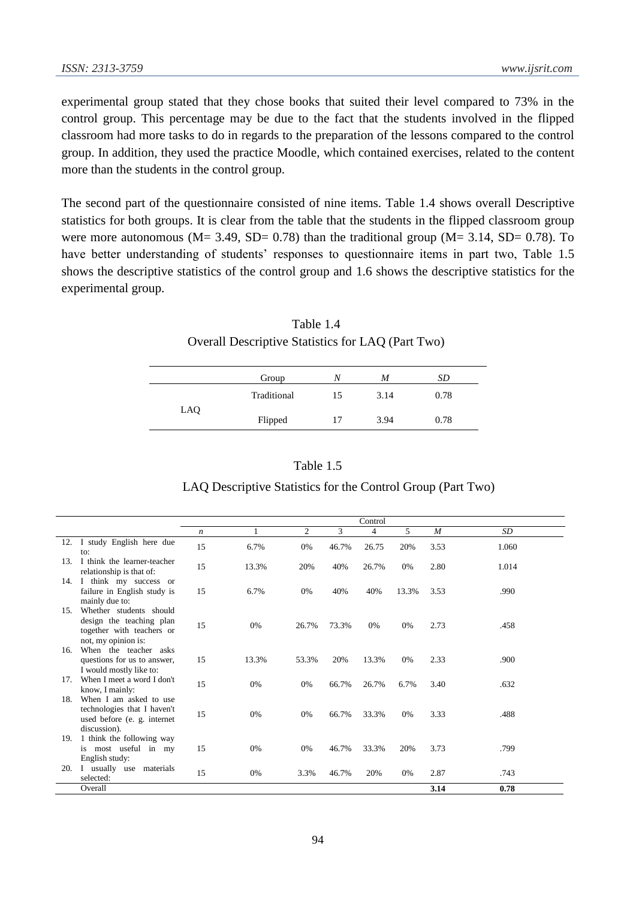experimental group stated that they chose books that suited their level compared to 73% in the control group. This percentage may be due to the fact that the students involved in the flipped classroom had more tasks to do in regards to the preparation of the lessons compared to the control group. In addition, they used the practice Moodle, which contained exercises, related to the content more than the students in the control group.

The second part of the questionnaire consisted of nine items. Table 1.4 shows overall Descriptive statistics for both groups. It is clear from the table that the students in the flipped classroom group were more autonomous (M= 3.49, SD= 0.78) than the traditional group (M= 3.14, SD= 0.78). To have better understanding of students' responses to questionnaire items in part two, Table 1.5 shows the descriptive statistics of the control group and 1.6 shows the descriptive statistics for the experimental group.

Table 1.4
Overall Descriptive Statistics for LAQ (Part Two)

| | Group | *N* | *M* | *SD* |
|---|---|---|---|---|
| LAQ | Traditional | 15 | 3.14 | 0.78 |
| | Flipped | 17 | 3.94 | 0.78 |

Table 1.5
LAQ Descriptive Statistics for the Control Group (Part Two)

| | Control | | | | | | | |
|---|---|---|---|---|---|---|---|---|
| | *n* | 1 | 2 | 3 | 4 | 5 | *M* | *SD* |
| 12. I study English here due to: | 15 | 6.7% | 0% | 46.7% | 26.75 | 20% | 3.53 | 1.060 |
| 13. I think the learner-teacher relationship is that of: | 15 | 13.3% | 20% | 40% | 26.7% | 0% | 2.80 | 1.014 |
| 14. I think my success or failure in English study is mainly due to: | 15 | 6.7% | 0% | 40% | 40% | 13.3% | 3.53 | .990 |
| 15. Whether students should design the teaching plan together with teachers or not, my opinion is: | 15 | 0% | 26.7% | 73.3% | 0% | 0% | 2.73 | .458 |
| 16. When the teacher asks questions for us to answer, I would mostly like to: | 15 | 13.3% | 53.3% | 20% | 13.3% | 0% | 2.33 | .900 |
| 17. When I meet a word I don't know, I mainly: | 15 | 0% | 0% | 66.7% | 26.7% | 6.7% | 3.40 | .632 |
| 18. When I am asked to use technologies that I haven't used before (e. g. internet discussion). | 15 | 0% | 0% | 66.7% | 33.3% | 0% | 3.33 | .488 |
| 19. I think the following way is most useful in my English study: | 15 | 0% | 0% | 46.7% | 33.3% | 20% | 3.73 | .799 |
| 20. I usually use materials selected: | 15 | 0% | 3.3% | 46.7% | 20% | 0% | 2.87 | .743 |
| Overall | | | | | | | **3.14** | **0.78** |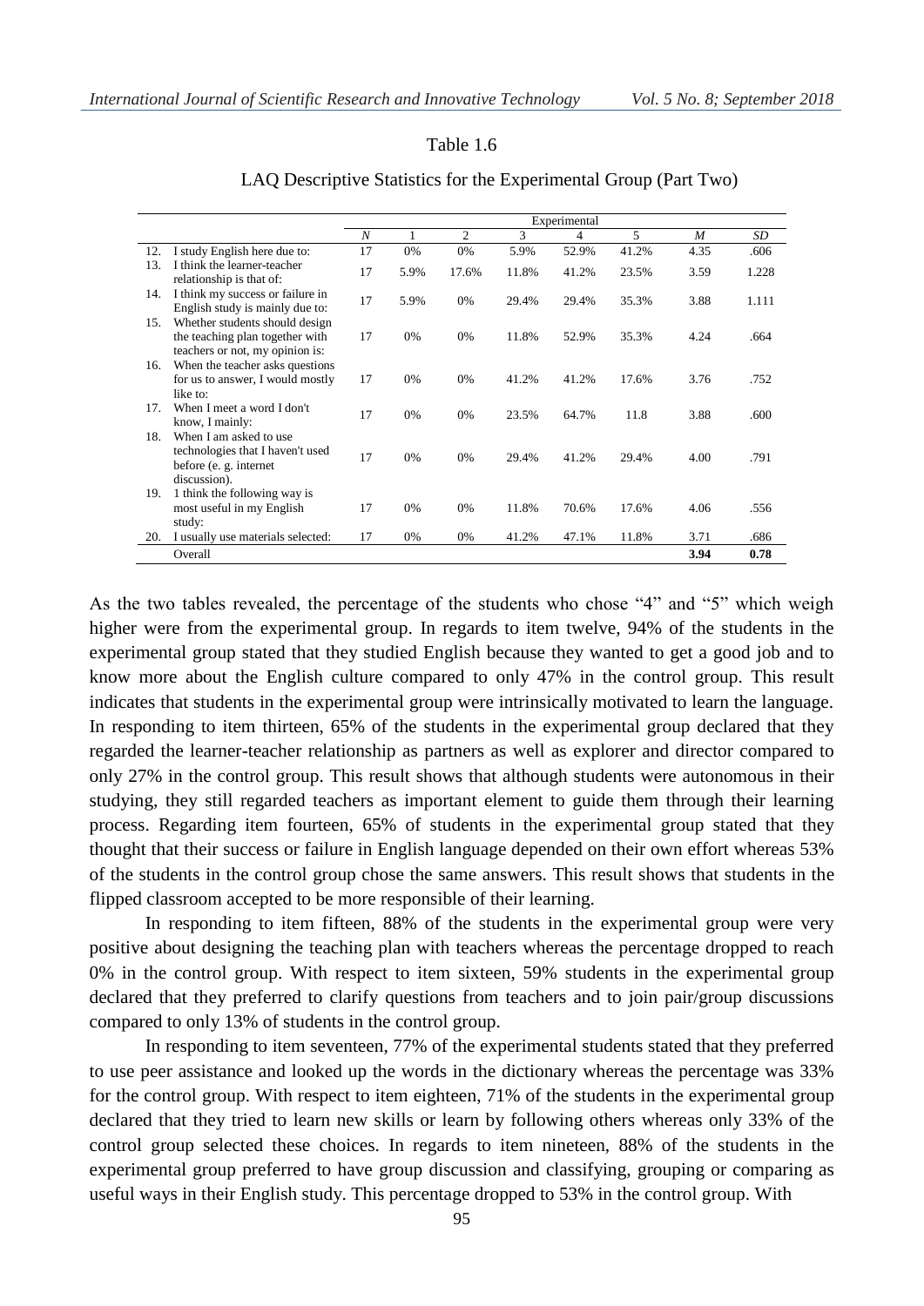Table 1.6

LAQ Descriptive Statistics for the Experimental Group (Part Two)

| | | Experimental | | | | | | | |
|---|---|---|---|---|---|---|---|---|---|
| | | *N* | 1 | 2 | 3 | 4 | 5 | *M* | *SD* |
| 12. | I study English here due to: | 17 | 0% | 0% | 5.9% | 52.9% | 41.2% | 4.35 | .606 |
| 13. | I think the learner-teacher relationship is that of: | 17 | 5.9% | 17.6% | 11.8% | 41.2% | 23.5% | 3.59 | 1.228 |
| 14. | I think my success or failure in English study is mainly due to: | 17 | 5.9% | 0% | 29.4% | 29.4% | 35.3% | 3.88 | 1.111 |
| 15. | Whether students should design the teaching plan together with teachers or not, my opinion is: | 17 | 0% | 0% | 11.8% | 52.9% | 35.3% | 4.24 | .664 |
| 16. | When the teacher asks questions for us to answer, I would mostly like to: | 17 | 0% | 0% | 41.2% | 41.2% | 17.6% | 3.76 | .752 |
| 17. | When I meet a word I don't know, I mainly: | 17 | 0% | 0% | 23.5% | 64.7% | 11.8 | 3.88 | .600 |
| 18. | When I am asked to use technologies that I haven't used before (e. g. internet discussion). | 17 | 0% | 0% | 29.4% | 41.2% | 29.4% | 4.00 | .791 |
| 19. | 1 think the following way is most useful in my English study: | 17 | 0% | 0% | 11.8% | 70.6% | 17.6% | 4.06 | .556 |
| 20. | I usually use materials selected: | 17 | 0% | 0% | 41.2% | 47.1% | 11.8% | 3.71 | .686 |
| | Overall | | | | | | | **3.94** | **0.78** |

As the two tables revealed, the percentage of the students who chose "4" and "5" which weigh higher were from the experimental group. In regards to item twelve, 94% of the students in the experimental group stated that they studied English because they wanted to get a good job and to know more about the English culture compared to only 47% in the control group. This result indicates that students in the experimental group were intrinsically motivated to learn the language. In responding to item thirteen, 65% of the students in the experimental group declared that they regarded the learner-teacher relationship as partners as well as explorer and director compared to only 27% in the control group. This result shows that although students were autonomous in their studying, they still regarded teachers as important element to guide them through their learning process. Regarding item fourteen, 65% of students in the experimental group stated that they thought that their success or failure in English language depended on their own effort whereas 53% of the students in the control group chose the same answers. This result shows that students in the flipped classroom accepted to be more responsible of their learning.

In responding to item fifteen, 88% of the students in the experimental group were very positive about designing the teaching plan with teachers whereas the percentage dropped to reach 0% in the control group. With respect to item sixteen, 59% students in the experimental group declared that they preferred to clarify questions from teachers and to join pair/group discussions compared to only 13% of students in the control group.

In responding to item seventeen, 77% of the experimental students stated that they preferred to use peer assistance and looked up the words in the dictionary whereas the percentage was 33% for the control group. With respect to item eighteen, 71% of the students in the experimental group declared that they tried to learn new skills or learn by following others whereas only 33% of the control group selected these choices. In regards to item nineteen, 88% of the students in the experimental group preferred to have group discussion and classifying, grouping or comparing as useful ways in their English study. This percentage dropped to 53% in the control group. With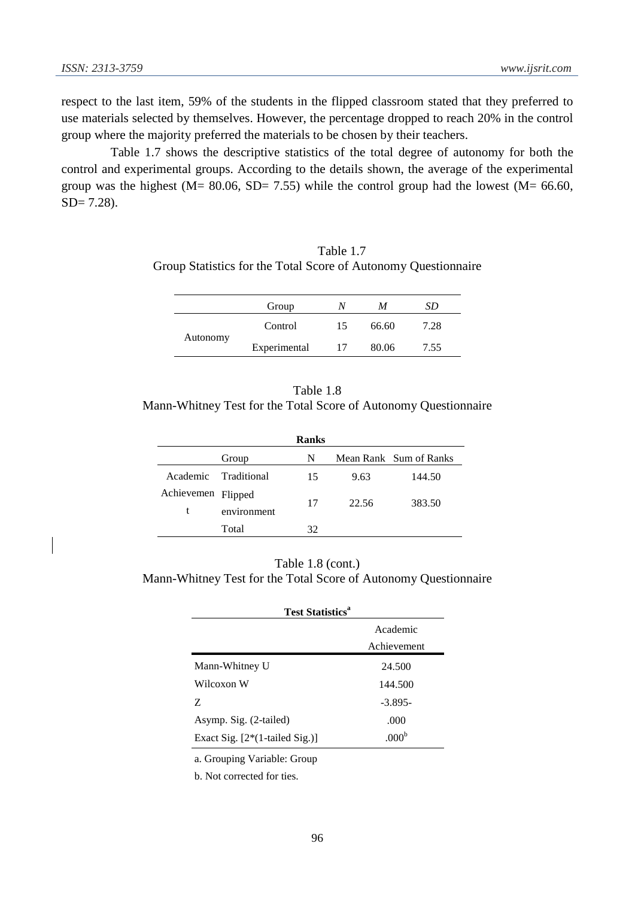respect to the last item, 59% of the students in the flipped classroom stated that they preferred to use materials selected by themselves. However, the percentage dropped to reach 20% in the control group where the majority preferred the materials to be chosen by their teachers.

Table 1.7 shows the descriptive statistics of the total degree of autonomy for both the control and experimental groups. According to the details shown, the average of the experimental group was the highest (M= 80.06, SD= 7.55) while the control group had the lowest (M= 66.60, SD= 7.28).

Table 1.7
Group Statistics for the Total Score of Autonomy Questionnaire

| | Group | *N* | *M* | *SD* |
|---|---|---|---|---|
| Autonomy | Control | 15 | 66.60 | 7.28 |
| | Experimental | 17 | 80.06 | 7.55 |

Table 1.8
Mann-Whitney Test for the Total Score of Autonomy Questionnaire

**Ranks**

| | Group | N | Mean Rank | Sum of Ranks |
|---|---|---|---|---|
| Academic Achievement | Traditional | 15 | 9.63 | 144.50 |
| | Flipped environment | 17 | 22.56 | 383.50 |
| | Total | 32 | | |

Table 1.8 (cont.)
Mann-Whitney Test for the Total Score of Autonomy Questionnaire

**Test Statistics[a]**

| | Academic Achievement |
|---|---|
| Mann-Whitney U | 24.500 |
| Wilcoxon W | 144.500 |
| Z | -3.895- |
| Asymp. Sig. (2-tailed) | .000 |
| Exact Sig. [2*(1-tailed Sig.)] | .000[b] |

a. Grouping Variable: Group

b. Not corrected for ties.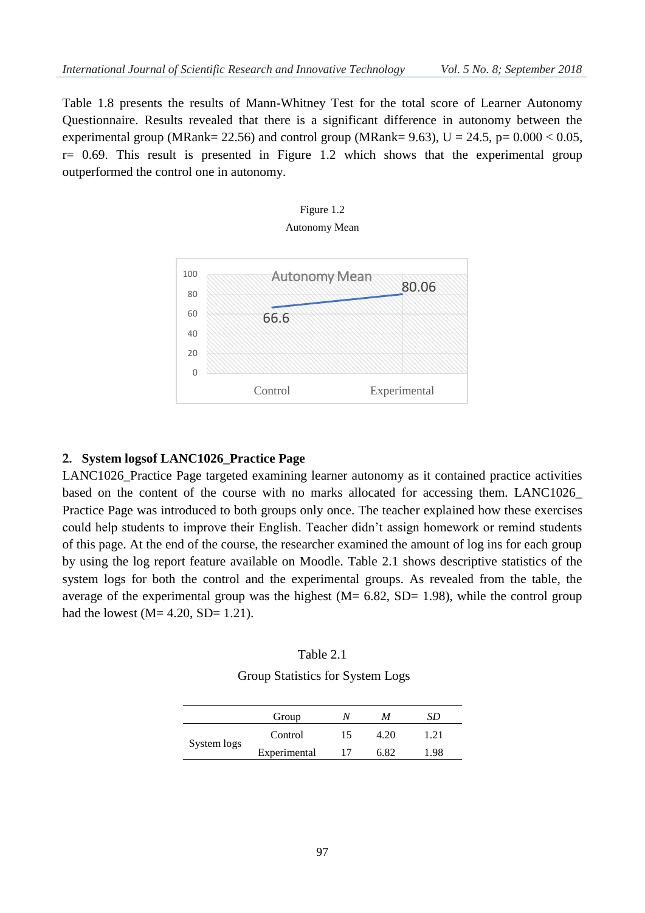Table 1.8 presents the results of Mann-Whitney Test for the total score of Learner Autonomy Questionnaire. Results revealed that there is a significant difference in autonomy between the experimental group (MRank= 22.56) and control group (MRank= 9.63), $U = 24.5$, $p = 0.000 < 0.05$, $r = 0.69$. This result is presented in Figure 1.2 which shows that the experimental group outperformed the control one in autonomy.

Figure 1.2

Autonomy Mean

## 2. System logsof LANC1026_Practice Page

LANC1026_Practice Page targeted examining learner autonomy as it contained practice activities based on the content of the course with no marks allocated for accessing them. LANC1026_ Practice Page was introduced to both groups only once. The teacher explained how these exercises could help students to improve their English. Teacher didn't assign homework or remind students of this page. At the end of the course, the researcher examined the amount of log ins for each group by using the log report feature available on Moodle. Table 2.1 shows descriptive statistics of the system logs for both the control and the experimental groups. As revealed from the table, the average of the experimental group was the highest (M= 6.82, SD= 1.98), while the control group had the lowest (M= 4.20, SD= 1.21).

Table 2.1

Group Statistics for System Logs

| | Group | *N* | *M* | *SD* |
|---|---|---|---|---|
| System logs | Control | 15 | 4.20 | 1.21 |
| | Experimental | 17 | 6.82 | 1.98 |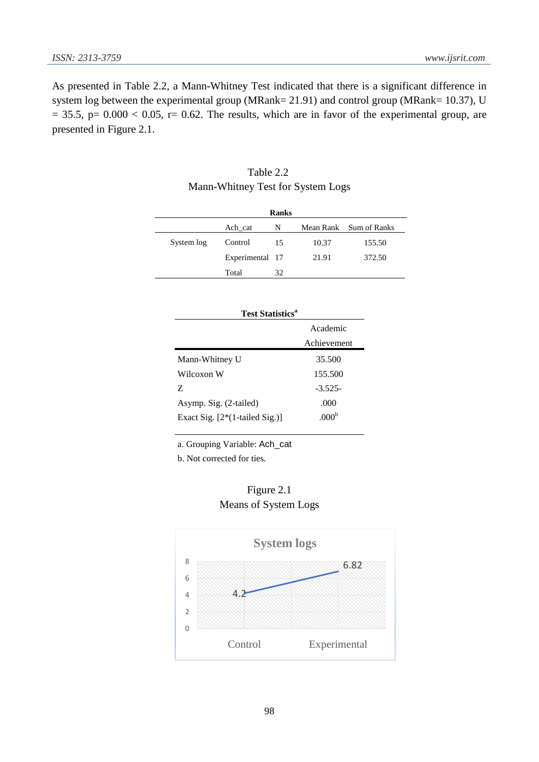As presented in Table 2.2, a Mann-Whitney Test indicated that there is a significant difference in system log between the experimental group (MRank= 21.91) and control group (MRank= 10.37), U = 35.5, p= 0.000 < 0.05, r= 0.62. The results, which are in favor of the experimental group, are presented in Figure 2.1.

Table 2.2
Mann-Whitney Test for System Logs

**Ranks**

| | Ach_cat | N | Mean Rank | Sum of Ranks |
|---|---|---|---|---|
| System log | Control | 15 | 10.37 | 155.50 |
| | Experimental | 17 | 21.91 | 372.50 |
| | Total | 32 | | |

**Test Statistics**[a]

| | Academic Achievement |
|---|---|
| Mann-Whitney U | 35.500 |
| Wilcoxon W | 155.500 |
| Z | -3.525- |
| Asymp. Sig. (2-tailed) | .000 |
| Exact Sig. [2*(1-tailed Sig.)] | .000[b] |

a. Grouping Variable: Ach_cat

b. Not corrected for ties.

Figure 2.1
Means of System Logs

**System logs**

| | Control | Experimental |
|---|---|---|
| Mean | 4.2 | 6.82 |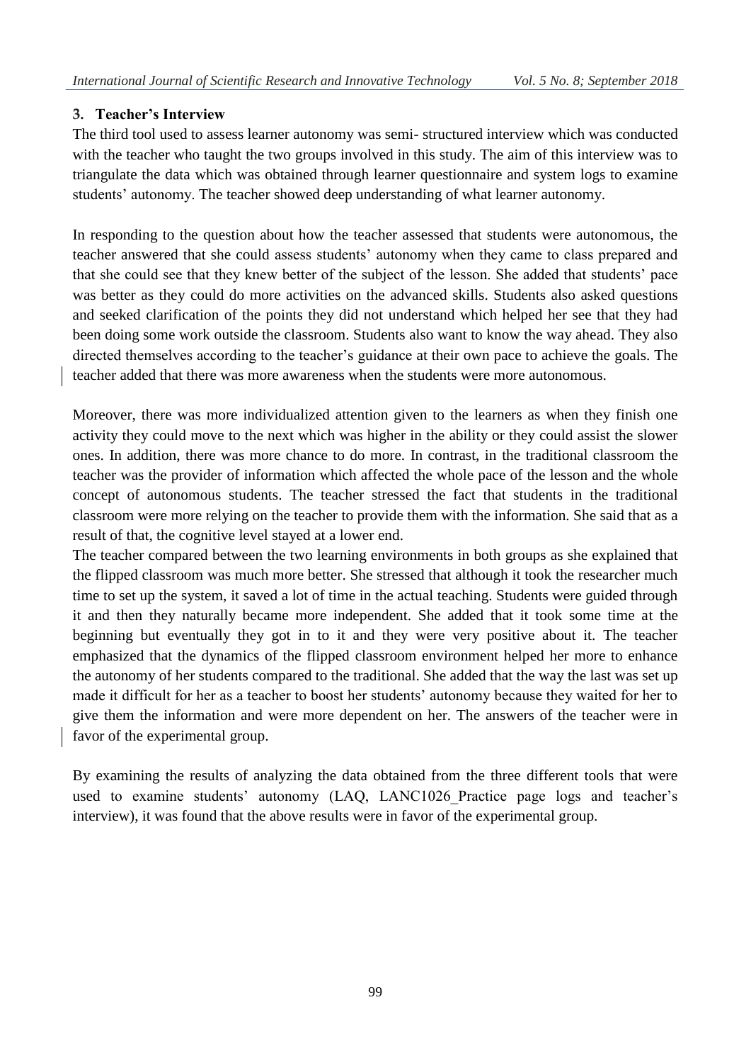### 3. Teacher's Interview

The third tool used to assess learner autonomy was semi- structured interview which was conducted with the teacher who taught the two groups involved in this study. The aim of this interview was to triangulate the data which was obtained through learner questionnaire and system logs to examine students' autonomy. The teacher showed deep understanding of what learner autonomy.

In responding to the question about how the teacher assessed that students were autonomous, the teacher answered that she could assess students' autonomy when they came to class prepared and that she could see that they knew better of the subject of the lesson. She added that students' pace was better as they could do more activities on the advanced skills. Students also asked questions and seeked clarification of the points they did not understand which helped her see that they had been doing some work outside the classroom. Students also want to know the way ahead. They also directed themselves according to the teacher's guidance at their own pace to achieve the goals. The teacher added that there was more awareness when the students were more autonomous.

Moreover, there was more individualized attention given to the learners as when they finish one activity they could move to the next which was higher in the ability or they could assist the slower ones. In addition, there was more chance to do more. In contrast, in the traditional classroom the teacher was the provider of information which affected the whole pace of the lesson and the whole concept of autonomous students. The teacher stressed the fact that students in the traditional classroom were more relying on the teacher to provide them with the information. She said that as a result of that, the cognitive level stayed at a lower end.

The teacher compared between the two learning environments in both groups as she explained that the flipped classroom was much more better. She stressed that although it took the researcher much time to set up the system, it saved a lot of time in the actual teaching. Students were guided through it and then they naturally became more independent. She added that it took some time at the beginning but eventually they got in to it and they were very positive about it. The teacher emphasized that the dynamics of the flipped classroom environment helped her more to enhance the autonomy of her students compared to the traditional. She added that the way the last was set up made it difficult for her as a teacher to boost her students' autonomy because they waited for her to give them the information and were more dependent on her. The answers of the teacher were in favor of the experimental group.

By examining the results of analyzing the data obtained from the three different tools that were used to examine students' autonomy (LAQ, LANC1026_Practice page logs and teacher's interview), it was found that the above results were in favor of the experimental group.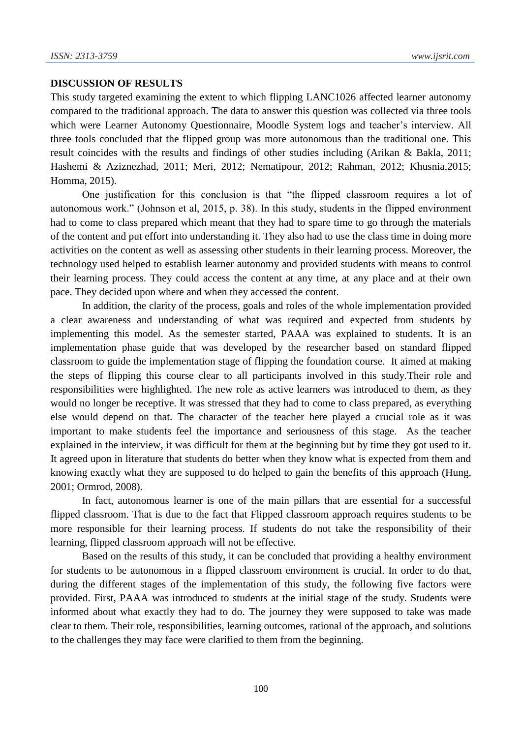**DISCUSSION OF RESULTS**

This study targeted examining the extent to which flipping LANC1026 affected learner autonomy compared to the traditional approach. The data to answer this question was collected via three tools which were Learner Autonomy Questionnaire, Moodle System logs and teacher's interview. All three tools concluded that the flipped group was more autonomous than the traditional one. This result coincides with the results and findings of other studies including (Arikan & Bakla, 2011; Hashemi & Aziznezhad, 2011; Meri, 2012; Nematipour, 2012; Rahman, 2012; Khusnia,2015; Homma, 2015).

One justification for this conclusion is that "the flipped classroom requires a lot of autonomous work." (Johnson et al, 2015, p. 38). In this study, students in the flipped environment had to come to class prepared which meant that they had to spare time to go through the materials of the content and put effort into understanding it. They also had to use the class time in doing more activities on the content as well as assessing other students in their learning process. Moreover, the technology used helped to establish learner autonomy and provided students with means to control their learning process. They could access the content at any time, at any place and at their own pace. They decided upon where and when they accessed the content.

In addition, the clarity of the process, goals and roles of the whole implementation provided a clear awareness and understanding of what was required and expected from students by implementing this model. As the semester started, PAAA was explained to students. It is an implementation phase guide that was developed by the researcher based on standard flipped classroom to guide the implementation stage of flipping the foundation course. It aimed at making the steps of flipping this course clear to all participants involved in this study.Their role and responsibilities were highlighted. The new role as active learners was introduced to them, as they would no longer be receptive. It was stressed that they had to come to class prepared, as everything else would depend on that. The character of the teacher here played a crucial role as it was important to make students feel the importance and seriousness of this stage. As the teacher explained in the interview, it was difficult for them at the beginning but by time they got used to it. It agreed upon in literature that students do better when they know what is expected from them and knowing exactly what they are supposed to do helped to gain the benefits of this approach (Hung, 2001; Ormrod, 2008).

In fact, autonomous learner is one of the main pillars that are essential for a successful flipped classroom. That is due to the fact that Flipped classroom approach requires students to be more responsible for their learning process. If students do not take the responsibility of their learning, flipped classroom approach will not be effective.

Based on the results of this study, it can be concluded that providing a healthy environment for students to be autonomous in a flipped classroom environment is crucial. In order to do that, during the different stages of the implementation of this study, the following five factors were provided. First, PAAA was introduced to students at the initial stage of the study. Students were informed about what exactly they had to do. The journey they were supposed to take was made clear to them. Their role, responsibilities, learning outcomes, rational of the approach, and solutions to the challenges they may face were clarified to them from the beginning.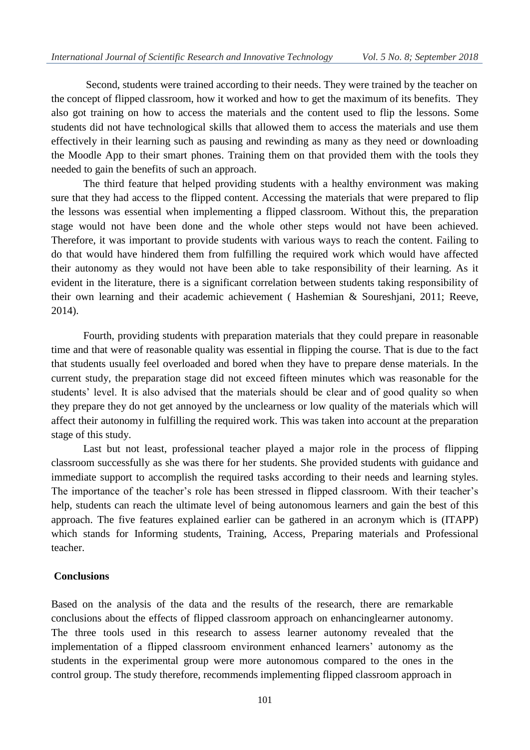Second, students were trained according to their needs. They were trained by the teacher on the concept of flipped classroom, how it worked and how to get the maximum of its benefits. They also got training on how to access the materials and the content used to flip the lessons. Some students did not have technological skills that allowed them to access the materials and use them effectively in their learning such as pausing and rewinding as many as they need or downloading the Moodle App to their smart phones. Training them on that provided them with the tools they needed to gain the benefits of such an approach.

The third feature that helped providing students with a healthy environment was making sure that they had access to the flipped content. Accessing the materials that were prepared to flip the lessons was essential when implementing a flipped classroom. Without this, the preparation stage would not have been done and the whole other steps would not have been achieved. Therefore, it was important to provide students with various ways to reach the content. Failing to do that would have hindered them from fulfilling the required work which would have affected their autonomy as they would not have been able to take responsibility of their learning. As it evident in the literature, there is a significant correlation between students taking responsibility of their own learning and their academic achievement ( Hashemian & Soureshjani, 2011; Reeve, 2014).

Fourth, providing students with preparation materials that they could prepare in reasonable time and that were of reasonable quality was essential in flipping the course. That is due to the fact that students usually feel overloaded and bored when they have to prepare dense materials. In the current study, the preparation stage did not exceed fifteen minutes which was reasonable for the students' level. It is also advised that the materials should be clear and of good quality so when they prepare they do not get annoyed by the unclearness or low quality of the materials which will affect their autonomy in fulfilling the required work. This was taken into account at the preparation stage of this study.

Last but not least, professional teacher played a major role in the process of flipping classroom successfully as she was there for her students. She provided students with guidance and immediate support to accomplish the required tasks according to their needs and learning styles. The importance of the teacher's role has been stressed in flipped classroom. With their teacher's help, students can reach the ultimate level of being autonomous learners and gain the best of this approach. The five features explained earlier can be gathered in an acronym which is (ITAPP) which stands for Informing students, Training, Access, Preparing materials and Professional teacher.

## Conclusions

Based on the analysis of the data and the results of the research, there are remarkable conclusions about the effects of flipped classroom approach on enhancinglearner autonomy. The three tools used in this research to assess learner autonomy revealed that the implementation of a flipped classroom environment enhanced learners' autonomy as the students in the experimental group were more autonomous compared to the ones in the control group. The study therefore, recommends implementing flipped classroom approach in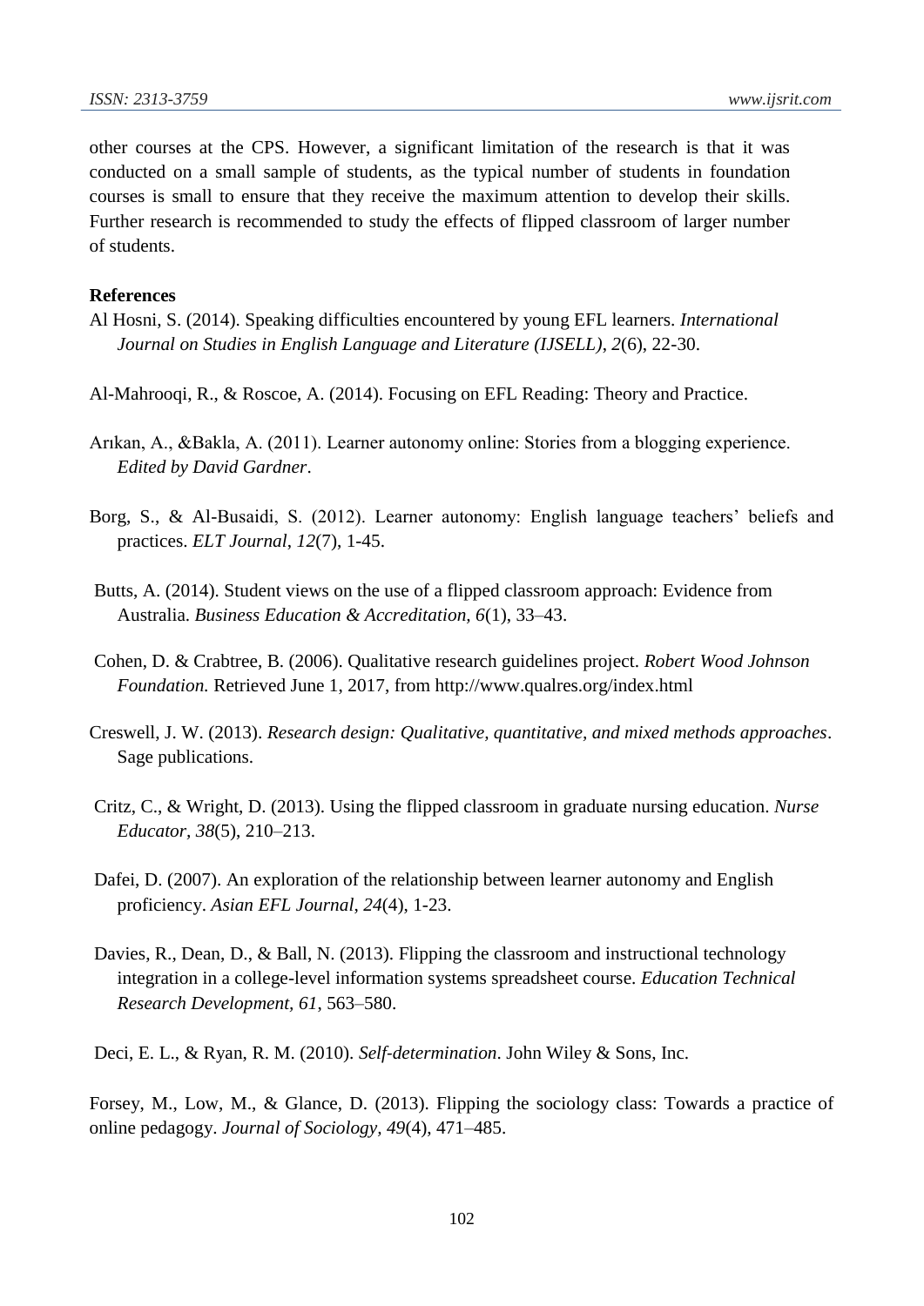other courses at the CPS. However, a significant limitation of the research is that it was conducted on a small sample of students, as the typical number of students in foundation courses is small to ensure that they receive the maximum attention to develop their skills. Further research is recommended to study the effects of flipped classroom of larger number of students.

**References**

Al Hosni, S. (2014). Speaking difficulties encountered by young EFL learners. *International Journal on Studies in English Language and Literature (IJSELL)*, *2*(6), 22-30.

Al-Mahrooqi, R., & Roscoe, A. (2014). Focusing on EFL Reading: Theory and Practice.

Arıkan, A., &Bakla, A. (2011). Learner autonomy online: Stories from a blogging experience. *Edited by David Gardner*.

Borg, S., & Al-Busaidi, S. (2012). Learner autonomy: English language teachers' beliefs and practices. *ELT Journal*, *12*(7), 1-45.

Butts, A. (2014). Student views on the use of a flipped classroom approach: Evidence from Australia. *Business Education & Accreditation, 6*(1), 33–43.

Cohen, D. & Crabtree, B. (2006). Qualitative research guidelines project. *Robert Wood Johnson Foundation.* Retrieved June 1, 2017, from http://www.qualres.org/index.html

Creswell, J. W. (2013). *Research design: Qualitative, quantitative, and mixed methods approaches*. Sage publications.

Critz, C., & Wright, D. (2013). Using the flipped classroom in graduate nursing education. *Nurse Educator, 38*(5), 210–213.

Dafei, D. (2007). An exploration of the relationship between learner autonomy and English proficiency. *Asian EFL Journal*, *24*(4), 1-23.

Davies, R., Dean, D., & Ball, N. (2013). Flipping the classroom and instructional technology integration in a college-level information systems spreadsheet course. *Education Technical Research Development, 61*, 563–580.

Deci, E. L., & Ryan, R. M. (2010). *Self-determination*. John Wiley & Sons, Inc.

Forsey, M., Low, M., & Glance, D. (2013). Flipping the sociology class: Towards a practice of online pedagogy. *Journal of Sociology, 49*(4), 471–485.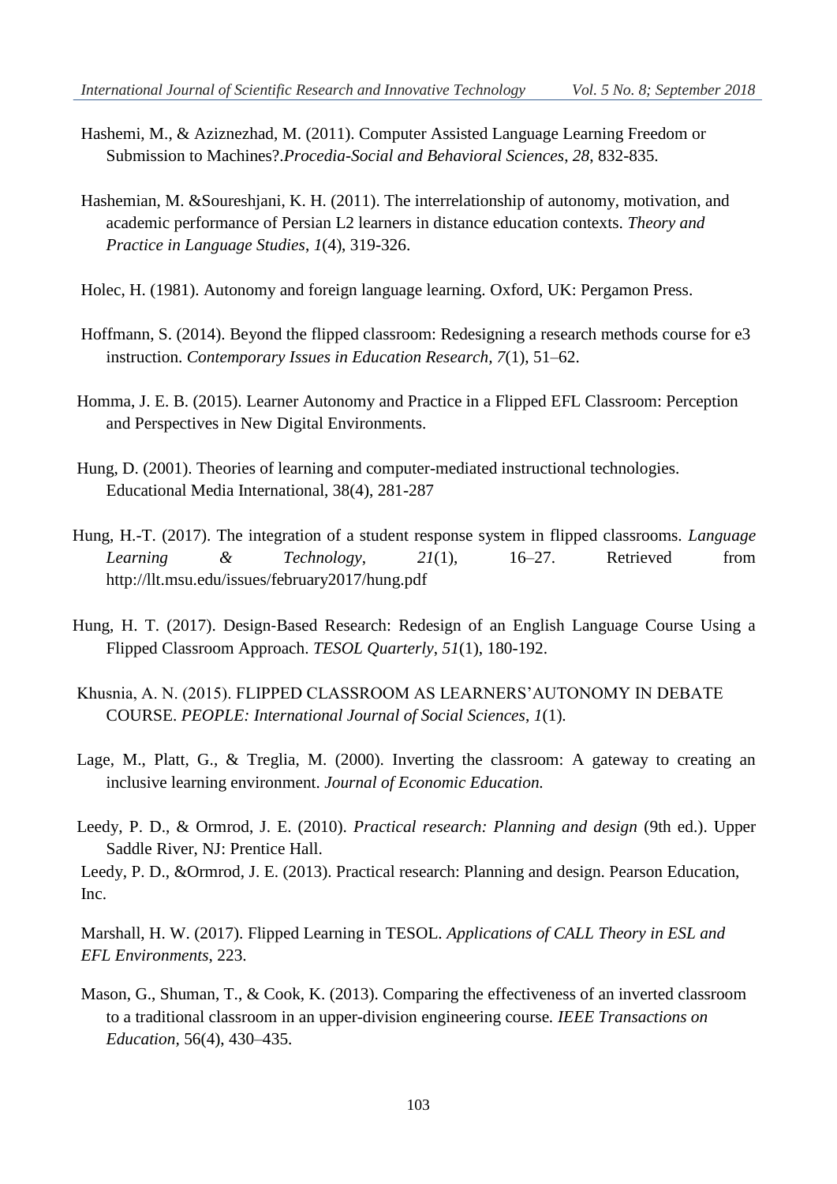Hashemi, M., & Aziznezhad, M. (2011). Computer Assisted Language Learning Freedom or Submission to Machines?.*Procedia-Social and Behavioral Sciences*, *28*, 832-835.

Hashemian, M. &Soureshjani, K. H. (2011). The interrelationship of autonomy, motivation, and academic performance of Persian L2 learners in distance education contexts. *Theory and Practice in Language Studies*, *1*(4), 319-326.

Holec, H. (1981). Autonomy and foreign language learning. Oxford, UK: Pergamon Press.

Hoffmann, S. (2014). Beyond the flipped classroom: Redesigning a research methods course for e3 instruction. *Contemporary Issues in Education Research, 7*(1), 51–62.

Homma, J. E. B. (2015). Learner Autonomy and Practice in a Flipped EFL Classroom: Perception and Perspectives in New Digital Environments.

Hung, D. (2001). Theories of learning and computer-mediated instructional technologies. Educational Media International, 38(4), 281-287

Hung, H.-T. (2017). The integration of a student response system in flipped classrooms. *Language Learning & Technology*, *21*(1), 16–27. Retrieved from http://llt.msu.edu/issues/february2017/hung.pdf

Hung, H. T. (2017). Design-Based Research: Redesign of an English Language Course Using a Flipped Classroom Approach. *TESOL Quarterly*, *51*(1), 180-192.

Khusnia, A. N. (2015). FLIPPED CLASSROOM AS LEARNERS'AUTONOMY IN DEBATE COURSE. *PEOPLE: International Journal of Social Sciences*, *1*(1).

Lage, M., Platt, G., & Treglia, M. (2000). Inverting the classroom: A gateway to creating an inclusive learning environment. *Journal of Economic Education.*

Leedy, P. D., & Ormrod, J. E. (2010). *Practical research: Planning and design* (9th ed.). Upper Saddle River, NJ: Prentice Hall.

Leedy, P. D., &Ormrod, J. E. (2013). Practical research: Planning and design. Pearson Education, Inc.

Marshall, H. W. (2017). Flipped Learning in TESOL. *Applications of CALL Theory in ESL and EFL Environments*, 223.

Mason, G., Shuman, T., & Cook, K. (2013). Comparing the effectiveness of an inverted classroom to a traditional classroom in an upper-division engineering course. *IEEE Transactions on Education,* 56(4), 430–435.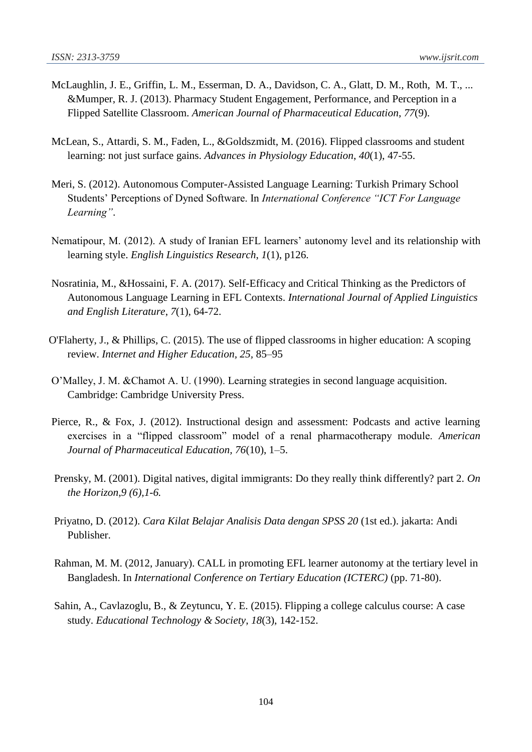McLaughlin, J. E., Griffin, L. M., Esserman, D. A., Davidson, C. A., Glatt, D. M., Roth, M. T., ... &Mumper, R. J. (2013). Pharmacy Student Engagement, Performance, and Perception in a Flipped Satellite Classroom. *American Journal of Pharmaceutical Education*, *77*(9).

McLean, S., Attardi, S. M., Faden, L., &Goldszmidt, M. (2016). Flipped classrooms and student learning: not just surface gains. *Advances in Physiology Education*, *40*(1), 47-55.

Meri, S. (2012). Autonomous Computer-Assisted Language Learning: Turkish Primary School Students' Perceptions of Dyned Software. In *International Conference "ICT For Language Learning"*.

Nematipour, M. (2012). A study of Iranian EFL learners' autonomy level and its relationship with learning style. *English Linguistics Research*, *1*(1), p126.

Nosratinia, M., &Hossaini, F. A. (2017). Self-Efficacy and Critical Thinking as the Predictors of Autonomous Language Learning in EFL Contexts. *International Journal of Applied Linguistics and English Literature*, *7*(1), 64-72.

O'Flaherty, J., & Phillips, C. (2015). The use of flipped classrooms in higher education: A scoping review. *Internet and Higher Education, 25,* 85–95

O'Malley, J. M. &Chamot A. U. (1990). Learning strategies in second language acquisition. Cambridge: Cambridge University Press.

Pierce, R., & Fox, J. (2012). Instructional design and assessment: Podcasts and active learning exercises in a "flipped classroom" model of a renal pharmacotherapy module. *American Journal of Pharmaceutical Education*, *76*(10), 1–5.

Prensky, M. (2001). Digital natives, digital immigrants: Do they really think differently? part 2. *On the Horizon,9 (6),1-6.*

Priyatno, D. (2012). *Cara Kilat Belajar Analisis Data dengan SPSS 20* (1st ed.). jakarta: Andi Publisher.

Rahman, M. M. (2012, January). CALL in promoting EFL learner autonomy at the tertiary level in Bangladesh. In *International Conference on Tertiary Education (ICTERC)* (pp. 71-80).

Sahin, A., Cavlazoglu, B., & Zeytuncu, Y. E. (2015). Flipping a college calculus course: A case study. *Educational Technology & Society*, *18*(3), 142-152.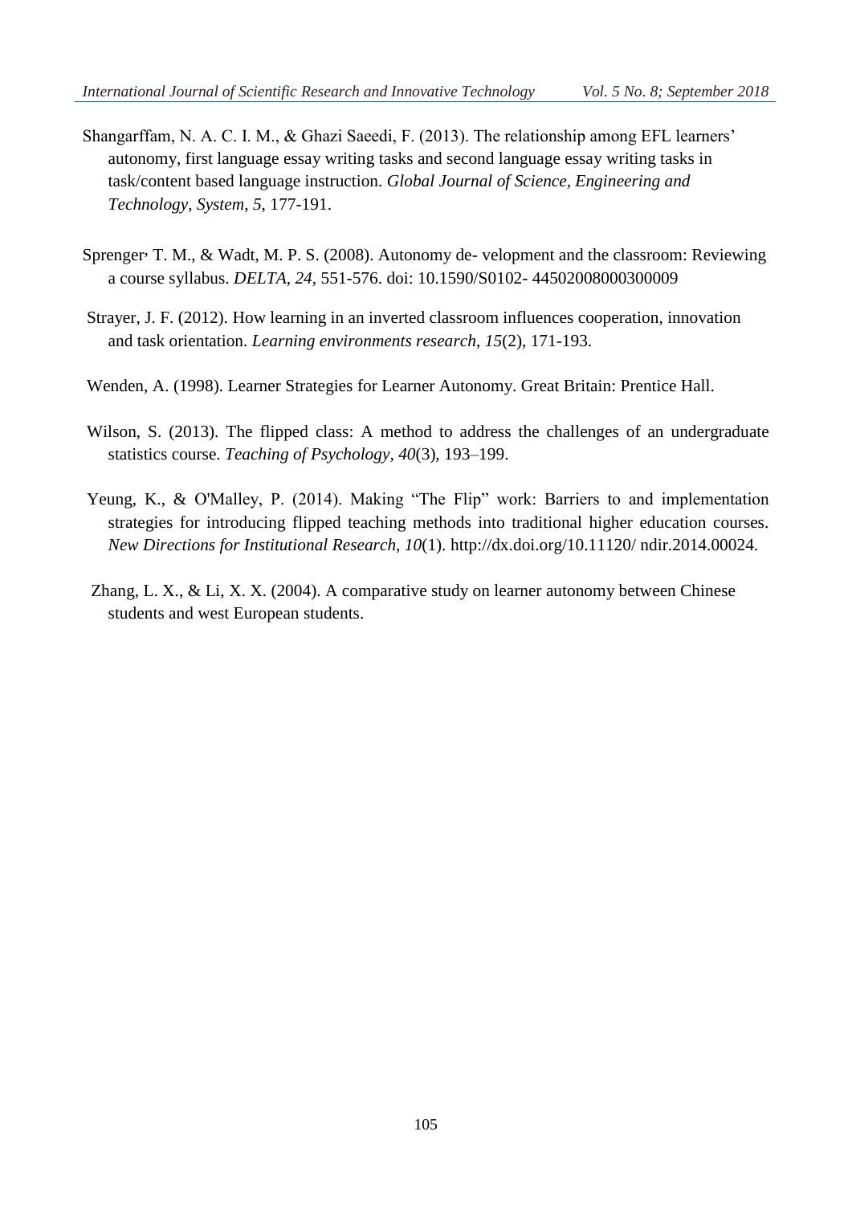Shangarffam, N. A. C. I. M., & Ghazi Saeedi, F. (2013). The relationship among EFL learners' autonomy, first language essay writing tasks and second language essay writing tasks in task/content based language instruction. *Global Journal of Science, Engineering and Technology, System*, *5*, 177-191.

Sprenger, T. M., & Wadt, M. P. S. (2008). Autonomy de- velopment and the classroom: Reviewing a course syllabus. *DELTA, 24,* 551-576. doi: 10.1590/S0102- 44502008000300009

Strayer, J. F. (2012). How learning in an inverted classroom influences cooperation, innovation and task orientation. *Learning environments research, 15*(2), 171-193.

Wenden, A. (1998). Learner Strategies for Learner Autonomy. Great Britain: Prentice Hall.

Wilson, S. (2013). The flipped class: A method to address the challenges of an undergraduate statistics course. *Teaching of Psychology*, *40*(3), 193–199.

Yeung, K., & O'Malley, P. (2014). Making "The Flip" work: Barriers to and implementation strategies for introducing flipped teaching methods into traditional higher education courses. *New Directions for Institutional Research, 10*(1). http://dx.doi.org/10.11120/ ndir.2014.00024.

Zhang, L. X., & Li, X. X. (2004). A comparative study on learner autonomy between Chinese students and west European students.